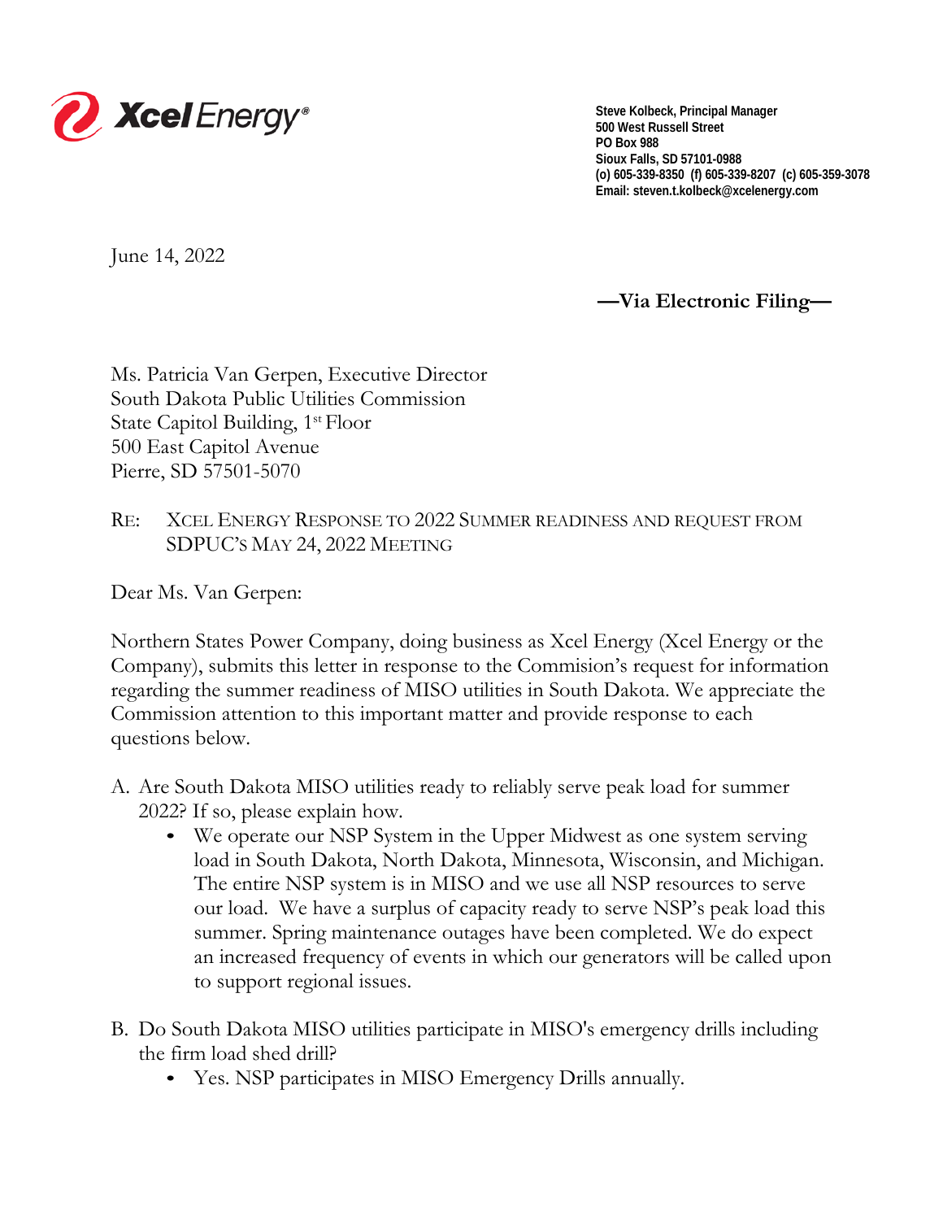Xcel Energy®

**Steve Kolbeck, Principal Manager**
**500 West Russell Street**
**PO Box 988**
**Sioux Falls, SD 57101-0988**
**(o) 605-339-8350 (f) 605-339-8207 (c) 605-359-3078**
**Email: steven.t.kolbeck@xcelenergy.com**

June 14, 2022

**—Via Electronic Filing—**

Ms. Patricia Van Gerpen, Executive Director
South Dakota Public Utilities Commission
State Capitol Building, 1st Floor
500 East Capitol Avenue
Pierre, SD 57501-5070

RE: XCEL ENERGY RESPONSE TO 2022 SUMMER READINESS AND REQUEST FROM SDPUC'S MAY 24, 2022 MEETING

Dear Ms. Van Gerpen:

Northern States Power Company, doing business as Xcel Energy (Xcel Energy or the Company), submits this letter in response to the Commision's request for information regarding the summer readiness of MISO utilities in South Dakota. We appreciate the Commission attention to this important matter and provide response to each questions below.

A. Are South Dakota MISO utilities ready to reliably serve peak load for summer 2022? If so, please explain how.
   - We operate our NSP System in the Upper Midwest as one system serving load in South Dakota, North Dakota, Minnesota, Wisconsin, and Michigan. The entire NSP system is in MISO and we use all NSP resources to serve our load. We have a surplus of capacity ready to serve NSP's peak load this summer. Spring maintenance outages have been completed. We do expect an increased frequency of events in which our generators will be called upon to support regional issues.

B. Do South Dakota MISO utilities participate in MISO's emergency drills including the firm load shed drill?
   - Yes. NSP participates in MISO Emergency Drills annually.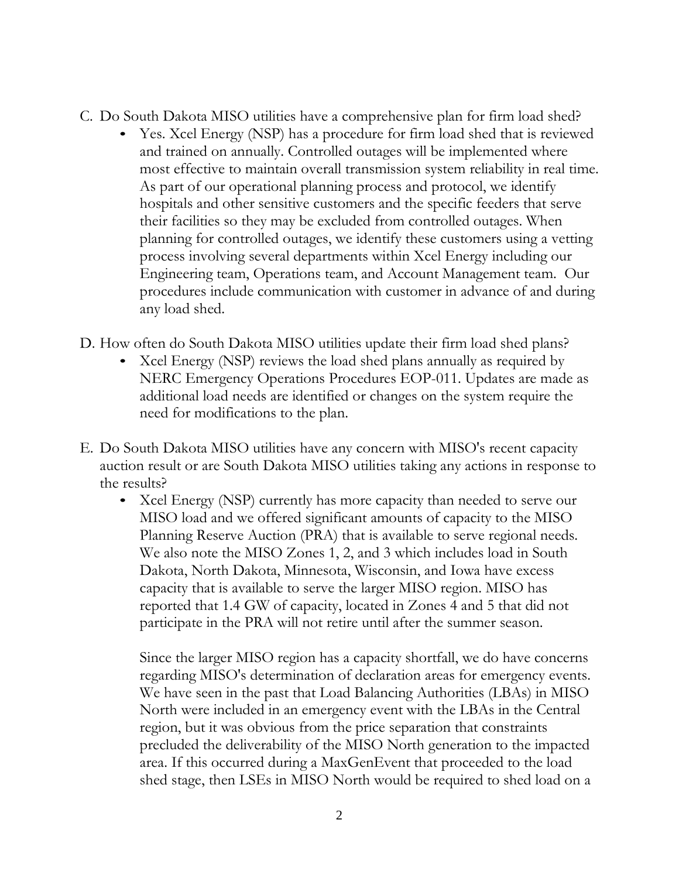C. Do South Dakota MISO utilities have a comprehensive plan for firm load shed?

- Yes. Xcel Energy (NSP) has a procedure for firm load shed that is reviewed and trained on annually. Controlled outages will be implemented where most effective to maintain overall transmission system reliability in real time. As part of our operational planning process and protocol, we identify hospitals and other sensitive customers and the specific feeders that serve their facilities so they may be excluded from controlled outages. When planning for controlled outages, we identify these customers using a vetting process involving several departments within Xcel Energy including our Engineering team, Operations team, and Account Management team. Our procedures include communication with customer in advance of and during any load shed.

D. How often do South Dakota MISO utilities update their firm load shed plans?

- Xcel Energy (NSP) reviews the load shed plans annually as required by NERC Emergency Operations Procedures EOP-011. Updates are made as additional load needs are identified or changes on the system require the need for modifications to the plan.

E. Do South Dakota MISO utilities have any concern with MISO's recent capacity auction result or are South Dakota MISO utilities taking any actions in response to the results?

- Xcel Energy (NSP) currently has more capacity than needed to serve our MISO load and we offered significant amounts of capacity to the MISO Planning Reserve Auction (PRA) that is available to serve regional needs. We also note the MISO Zones 1, 2, and 3 which includes load in South Dakota, North Dakota, Minnesota, Wisconsin, and Iowa have excess capacity that is available to serve the larger MISO region. MISO has reported that 1.4 GW of capacity, located in Zones 4 and 5 that did not participate in the PRA will not retire until after the summer season.

  Since the larger MISO region has a capacity shortfall, we do have concerns regarding MISO's determination of declaration areas for emergency events. We have seen in the past that Load Balancing Authorities (LBAs) in MISO North were included in an emergency event with the LBAs in the Central region, but it was obvious from the price separation that constraints precluded the deliverability of the MISO North generation to the impacted area. If this occurred during a MaxGenEvent that proceeded to the load shed stage, then LSEs in MISO North would be required to shed load on a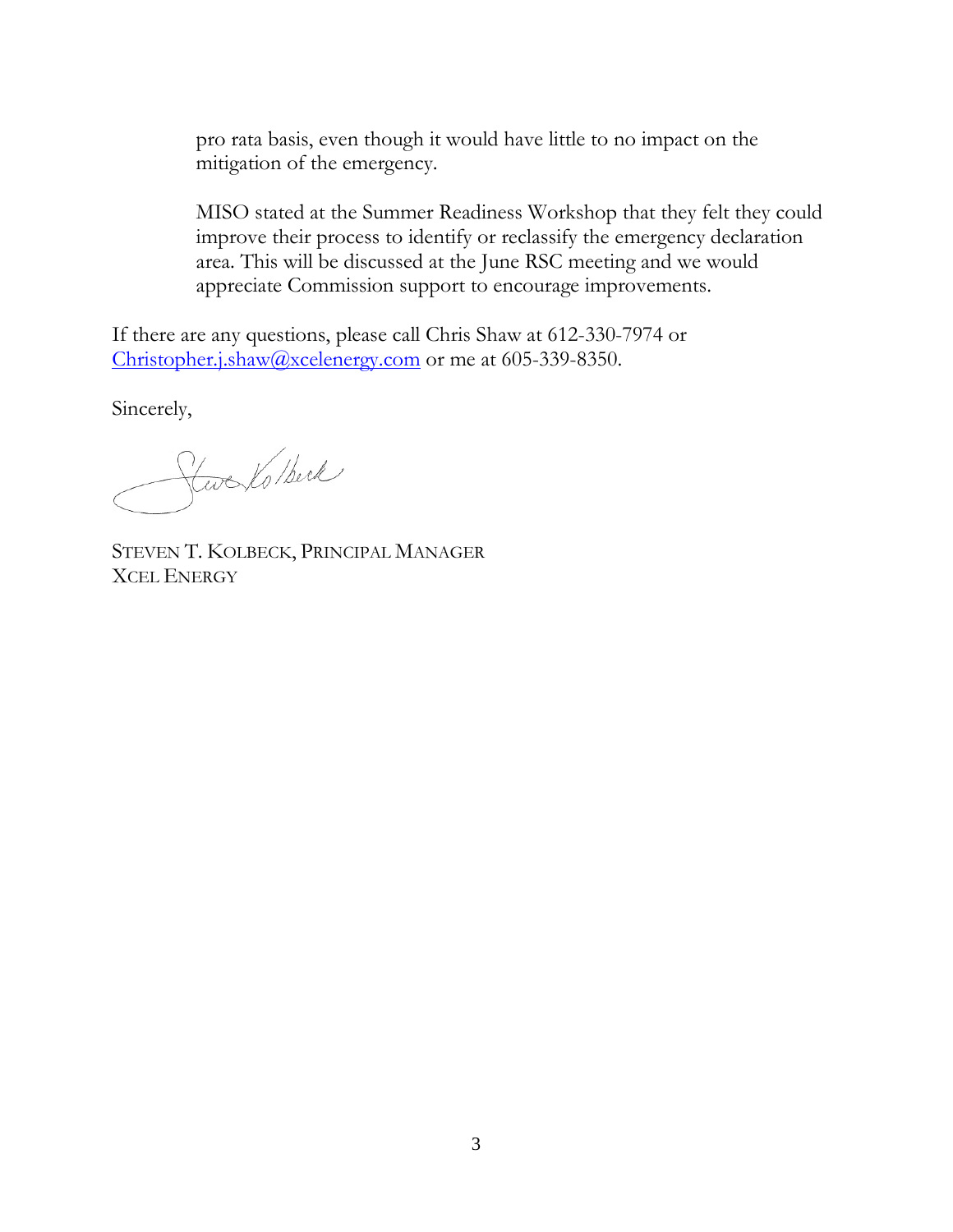pro rata basis, even though it would have little to no impact on the mitigation of the emergency.

MISO stated at the Summer Readiness Workshop that they felt they could improve their process to identify or reclassify the emergency declaration area. This will be discussed at the June RSC meeting and we would appreciate Commission support to encourage improvements.

If there are any questions, please call Chris Shaw at 612-330-7974 or Christopher.j.shaw@xcelenergy.com or me at 605-339-8350.

Sincerely,

STEVEN T. KOLBECK, PRINCIPAL MANAGER
XCEL ENERGY